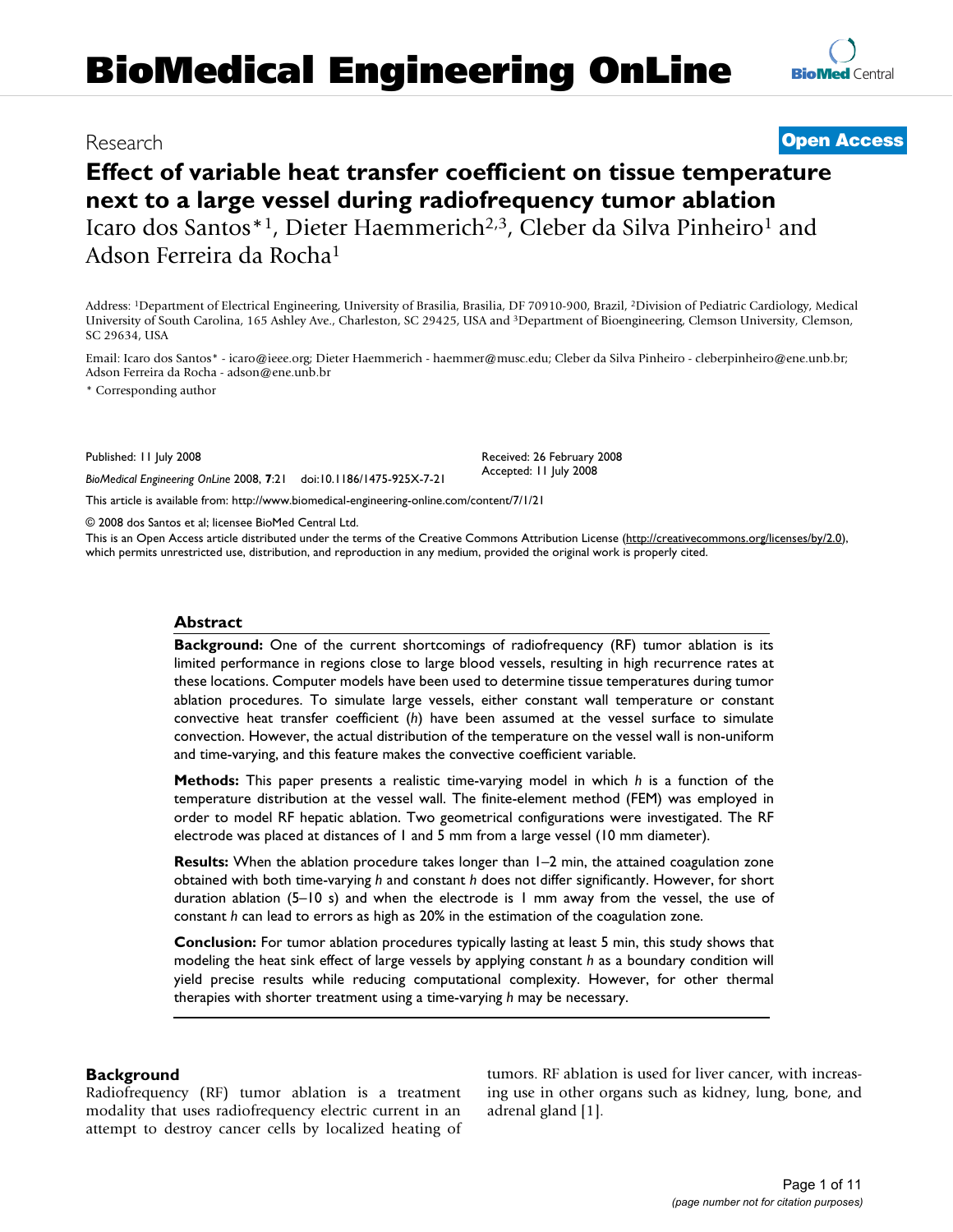Research

**Open Access**

# Effect of variable heat transfer coefficient on tissue temperature next to a large vessel during radiofrequency tumor ablation

Icaro dos Santos*[1], Dieter Haemmerich[2,3], Cleber da Silva Pinheiro[1] and Adson Ferreira da Rocha[1]

Address: [1]Department of Electrical Engineering, University of Brasilia, Brasilia, DF 70910-900, Brazil, [2]Division of Pediatric Cardiology, Medical University of South Carolina, 165 Ashley Ave., Charleston, SC 29425, USA and [3]Department of Bioengineering, Clemson University, Clemson, SC 29634, USA

Email: Icaro dos Santos* - icaro@ieee.org; Dieter Haemmerich - haemmer@musc.edu; Cleber da Silva Pinheiro - cleberpinheiro@ene.unb.br; Adson Ferreira da Rocha - adson@ene.unb.br

* Corresponding author

Published: 11 July 2008

*BioMedical Engineering OnLine* 2008, **7**:21 doi:10.1186/1475-925X-7-21

Received: 26 February 2008
Accepted: 11 July 2008

This article is available from: http://www.biomedical-engineering-online.com/content/7/1/21

© 2008 dos Santos et al; licensee BioMed Central Ltd.

This is an Open Access article distributed under the terms of the Creative Commons Attribution License (http://creativecommons.org/licenses/by/2.0), which permits unrestricted use, distribution, and reproduction in any medium, provided the original work is properly cited.

## Abstract

**Background:** One of the current shortcomings of radiofrequency (RF) tumor ablation is its limited performance in regions close to large blood vessels, resulting in high recurrence rates at these locations. Computer models have been used to determine tissue temperatures during tumor ablation procedures. To simulate large vessels, either constant wall temperature or constant convective heat transfer coefficient ($h$) have been assumed at the vessel surface to simulate convection. However, the actual distribution of the temperature on the vessel wall is non-uniform and time-varying, and this feature makes the convective coefficient variable.

**Methods:** This paper presents a realistic time-varying model in which $h$ is a function of the temperature distribution at the vessel wall. The finite-element method (FEM) was employed in order to model RF hepatic ablation. Two geometrical configurations were investigated. The RF electrode was placed at distances of 1 and 5 mm from a large vessel (10 mm diameter).

**Results:** When the ablation procedure takes longer than 1–2 min, the attained coagulation zone obtained with both time-varying $h$ and constant $h$ does not differ significantly. However, for short duration ablation (5–10 s) and when the electrode is 1 mm away from the vessel, the use of constant $h$ can lead to errors as high as 20% in the estimation of the coagulation zone.

**Conclusion:** For tumor ablation procedures typically lasting at least 5 min, this study shows that modeling the heat sink effect of large vessels by applying constant $h$ as a boundary condition will yield precise results while reducing computational complexity. However, for other thermal therapies with shorter treatment using a time-varying $h$ may be necessary.

## Background

Radiofrequency (RF) tumor ablation is a treatment modality that uses radiofrequency electric current in an attempt to destroy cancer cells by localized heating of tumors. RF ablation is used for liver cancer, with increasing use in other organs such as kidney, lung, bone, and adrenal gland [1].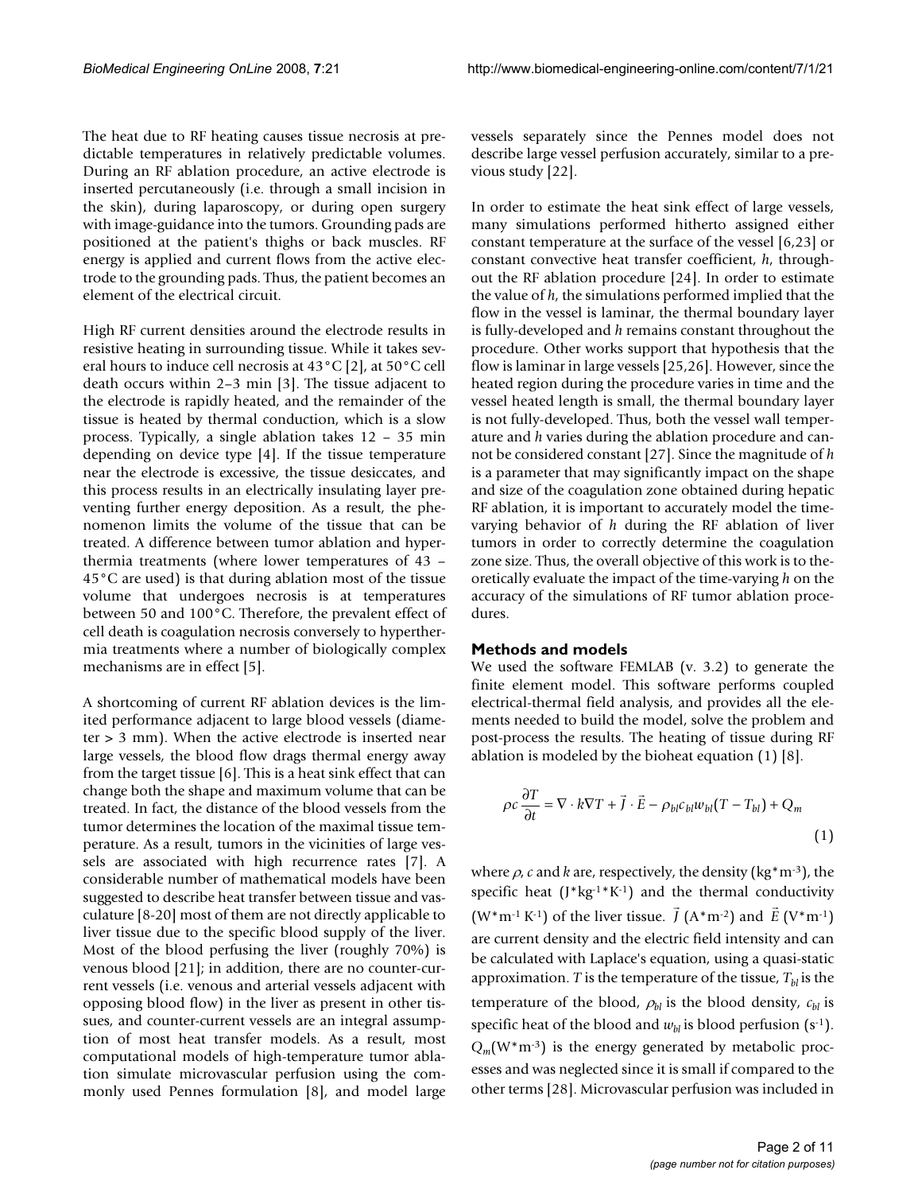The heat due to RF heating causes tissue necrosis at predictable temperatures in relatively predictable volumes. During an RF ablation procedure, an active electrode is inserted percutaneously (i.e. through a small incision in the skin), during laparoscopy, or during open surgery with image-guidance into the tumors. Grounding pads are positioned at the patient's thighs or back muscles. RF energy is applied and current flows from the active electrode to the grounding pads. Thus, the patient becomes an element of the electrical circuit.

High RF current densities around the electrode results in resistive heating in surrounding tissue. While it takes several hours to induce cell necrosis at 43°C [2], at 50°C cell death occurs within 2–3 min [3]. The tissue adjacent to the electrode is rapidly heated, and the remainder of the tissue is heated by thermal conduction, which is a slow process. Typically, a single ablation takes 12 – 35 min depending on device type [4]. If the tissue temperature near the electrode is excessive, the tissue desiccates, and this process results in an electrically insulating layer preventing further energy deposition. As a result, the phenomenon limits the volume of the tissue that can be treated. A difference between tumor ablation and hyperthermia treatments (where lower temperatures of 43 – 45°C are used) is that during ablation most of the tissue volume that undergoes necrosis is at temperatures between 50 and 100°C. Therefore, the prevalent effect of cell death is coagulation necrosis conversely to hyperthermia treatments where a number of biologically complex mechanisms are in effect [5].

A shortcoming of current RF ablation devices is the limited performance adjacent to large blood vessels (diameter > 3 mm). When the active electrode is inserted near large vessels, the blood flow drags thermal energy away from the target tissue [6]. This is a heat sink effect that can change both the shape and maximum volume that can be treated. In fact, the distance of the blood vessels from the tumor determines the location of the maximal tissue temperature. As a result, tumors in the vicinities of large vessels are associated with high recurrence rates [7]. A considerable number of mathematical models have been suggested to describe heat transfer between tissue and vasculature [8-20] most of them are not directly applicable to liver tissue due to the specific blood supply of the liver. Most of the blood perfusing the liver (roughly 70%) is venous blood [21]; in addition, there are no counter-current vessels (i.e. venous and arterial vessels adjacent with opposing blood flow) in the liver as present in other tissues, and counter-current vessels are an integral assumption of most heat transfer models. As a result, most computational models of high-temperature tumor ablation simulate microvascular perfusion using the commonly used Pennes formulation [8], and model large vessels separately since the Pennes model does not describe large vessel perfusion accurately, similar to a previous study [22].

In order to estimate the heat sink effect of large vessels, many simulations performed hitherto assigned either constant temperature at the surface of the vessel [6,23] or constant convective heat transfer coefficient, $h$, throughout the RF ablation procedure [24]. In order to estimate the value of $h$, the simulations performed implied that the flow in the vessel is laminar, the thermal boundary layer is fully-developed and $h$ remains constant throughout the procedure. Other works support that hypothesis that the flow is laminar in large vessels [25,26]. However, since the heated region during the procedure varies in time and the vessel heated length is small, the thermal boundary layer is not fully-developed. Thus, both the vessel wall temperature and $h$ varies during the ablation procedure and cannot be considered constant [27]. Since the magnitude of $h$ is a parameter that may significantly impact on the shape and size of the coagulation zone obtained during hepatic RF ablation, it is important to accurately model the time-varying behavior of $h$ during the RF ablation of liver tumors in order to correctly determine the coagulation zone size. Thus, the overall objective of this work is to theoretically evaluate the impact of the time-varying $h$ on the accuracy of the simulations of RF tumor ablation procedures.

## Methods and models

We used the software FEMLAB (v. 3.2) to generate the finite element model. This software performs coupled electrical-thermal field analysis, and provides all the elements needed to build the model, solve the problem and post-process the results. The heating of tissue during RF ablation is modeled by the bioheat equation (1) [8].

$$\rho c \frac{\partial T}{\partial t} = \nabla \cdot k \nabla T + \vec{J} \cdot \vec{E} - \rho_{bl} c_{bl} w_{bl} (T - T_{bl}) + Q_m \tag{1}$$

where $\rho$, $c$ and $k$ are, respectively, the density (kg*m$^{-3}$), the specific heat (J*kg$^{-1}$*K$^{-1}$) and the thermal conductivity (W*m$^{-1}$ K$^{-1}$) of the liver tissue. $\vec{J}$ (A*m$^{-2}$) and $\vec{E}$ (V*m$^{-1}$) are current density and the electric field intensity and can be calculated with Laplace's equation, using a quasi-static approximation. $T$ is the temperature of the tissue, $T_{bl}$ is the temperature of the blood, $\rho_{bl}$ is the blood density, $c_{bl}$ is specific heat of the blood and $w_{bl}$ is blood perfusion (s$^{-1}$). $Q_m$(W*m$^{-3}$) is the energy generated by metabolic processes and was neglected since it is small if compared to the other terms [28]. Microvascular perfusion was included in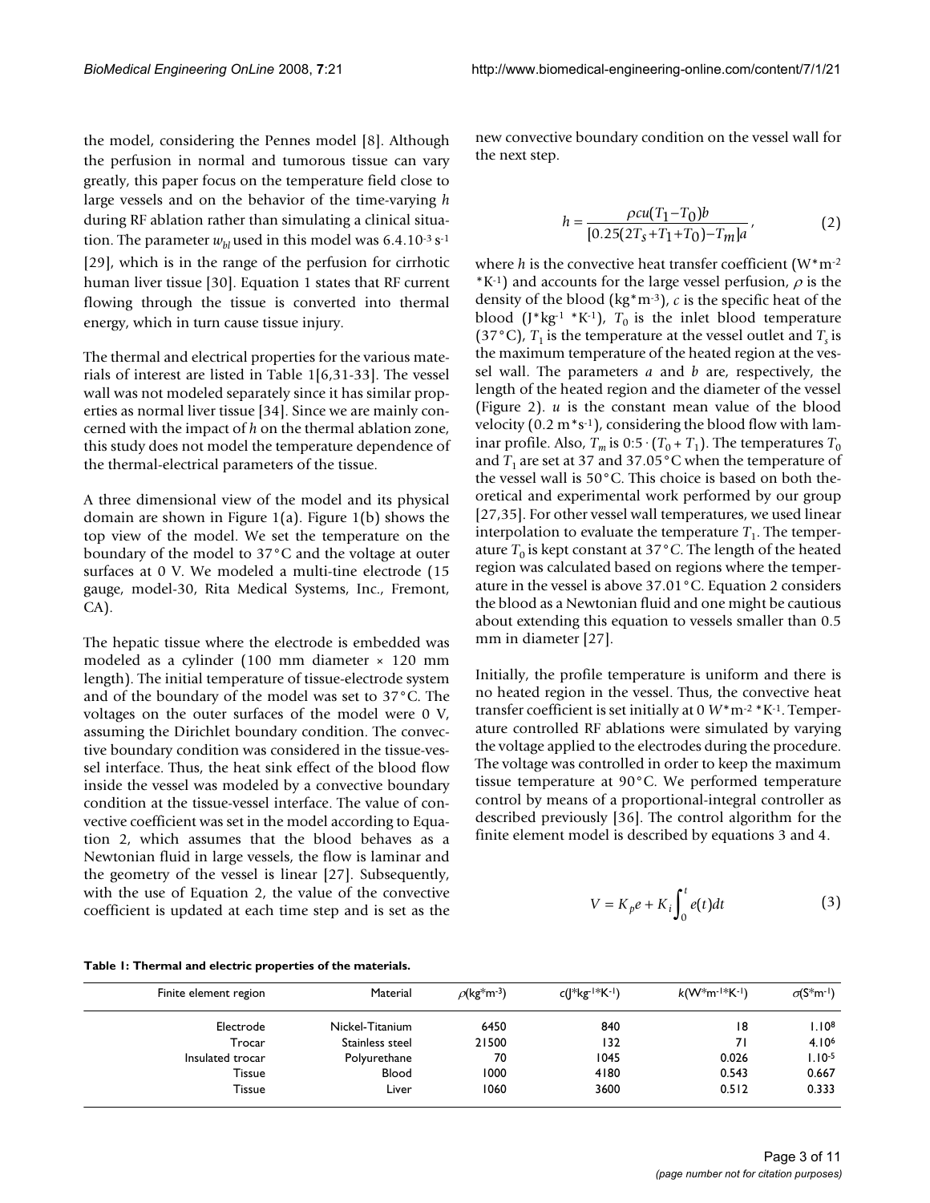the model, considering the Pennes model [8]. Although the perfusion in normal and tumorous tissue can vary greatly, this paper focus on the temperature field close to large vessels and on the behavior of the time-varying $h$ during RF ablation rather than simulating a clinical situation. The parameter $w_{bl}$ used in this model was $6.4.10^{-3}$ s$^{-1}$ [29], which is in the range of the perfusion for cirrhotic human liver tissue [30]. Equation 1 states that RF current flowing through the tissue is converted into thermal energy, which in turn cause tissue injury.

The thermal and electrical properties for the various materials of interest are listed in Table 1[6,31-33]. The vessel wall was not modeled separately since it has similar properties as normal liver tissue [34]. Since we are mainly concerned with the impact of $h$ on the thermal ablation zone, this study does not model the temperature dependence of the thermal-electrical parameters of the tissue.

A three dimensional view of the model and its physical domain are shown in Figure 1(a). Figure 1(b) shows the top view of the model. We set the temperature on the boundary of the model to 37°C and the voltage at outer surfaces at 0 V. We modeled a multi-tine electrode (15 gauge, model-30, Rita Medical Systems, Inc., Fremont, CA).

The hepatic tissue where the electrode is embedded was modeled as a cylinder (100 mm diameter × 120 mm length). The initial temperature of tissue-electrode system and of the boundary of the model was set to 37°C. The voltages on the outer surfaces of the model were 0 V, assuming the Dirichlet boundary condition. The convective boundary condition was considered in the tissue-vessel interface. Thus, the heat sink effect of the blood flow inside the vessel was modeled by a convective boundary condition at the tissue-vessel interface. The value of convective coefficient was set in the model according to Equation 2, which assumes that the blood behaves as a Newtonian fluid in large vessels, the flow is laminar and the geometry of the vessel is linear [27]. Subsequently, with the use of Equation 2, the value of the convective coefficient is updated at each time step and is set as the new convective boundary condition on the vessel wall for the next step.

$$h = \frac{\rho c u (T_1 - T_0) b}{[0.25(2T_s + T_1 + T_0) - T_m] a}, \tag{2}$$

where $h$ is the convective heat transfer coefficient (W*m$^{-2}$ *K$^{-1}$) and accounts for the large vessel perfusion, $\rho$ is the density of the blood (kg*m$^{-3}$), $c$ is the specific heat of the blood (J*kg$^{-1}$ *K$^{-1}$), $T_0$ is the inlet blood temperature (37°C), $T_1$ is the temperature at the vessel outlet and $T_s$ is the maximum temperature of the heated region at the vessel wall. The parameters $a$ and $b$ are, respectively, the length of the heated region and the diameter of the vessel (Figure 2). $u$ is the constant mean value of the blood velocity (0.2 m*s$^{-1}$), considering the blood flow with laminar profile. Also, $T_m$ is $0{:}5 \cdot (T_0 + T_1)$. The temperatures $T_0$ and $T_1$ are set at 37 and 37.05°C when the temperature of the vessel wall is 50°C. This choice is based on both theoretical and experimental work performed by our group [27,35]. For other vessel wall temperatures, we used linear interpolation to evaluate the temperature $T_1$. The temperature $T_0$ is kept constant at 37°C. The length of the heated region was calculated based on regions where the temperature in the vessel is above 37.01°C. Equation 2 considers the blood as a Newtonian fluid and one might be cautious about extending this equation to vessels smaller than 0.5 mm in diameter [27].

Initially, the profile temperature is uniform and there is no heated region in the vessel. Thus, the convective heat transfer coefficient is set initially at 0 W*m$^{-2}$ *K$^{-1}$. Temperature controlled RF ablations were simulated by varying the voltage applied to the electrodes during the procedure. The voltage was controlled in order to keep the maximum tissue temperature at 90°C. We performed temperature control by means of a proportional-integral controller as described previously [36]. The control algorithm for the finite element model is described by equations 3 and 4.

$$V = K_p e + K_i \int_0^t e(t) dt \tag{3}$$

**Table 1: Thermal and electric properties of the materials.**

| Finite element region | Material | $\rho$(kg*m$^{-3}$) | c(J*kg$^{-1}$*K$^{-1}$) | k(W*m$^{-1}$*K$^{-1}$) | $\sigma$(S*m$^{-1}$) |
|---|---|---|---|---|---|
| Electrode | Nickel-Titanium | 6450 | 840 | 18 | $1.10^8$ |
| Trocar | Stainless steel | 21500 | 132 | 71 | $4.10^6$ |
| Insulated trocar | Polyurethane | 70 | 1045 | 0.026 | $1.10^{-5}$ |
| Tissue | Blood | 1000 | 4180 | 0.543 | 0.667 |
| Tissue | Liver | 1060 | 3600 | 0.512 | 0.333 |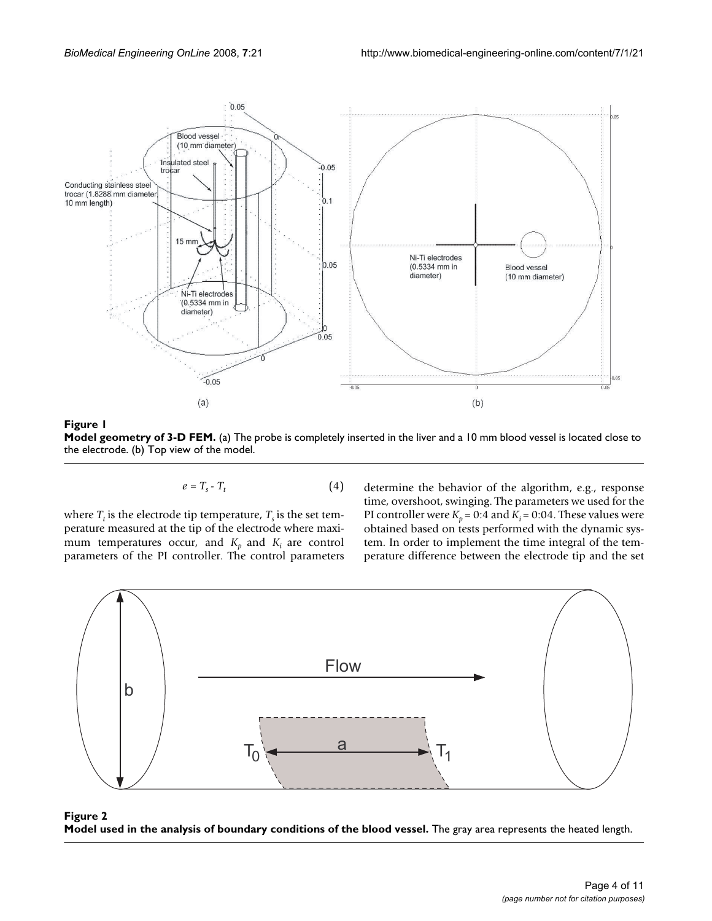**Figure 1**
**Model geometry of 3-D FEM.** (a) The probe is completely inserted in the liver and a 10 mm blood vessel is located close to the electrode. (b) Top view of the model.

$$e = T_s - T_t \tag{4}$$

where $T_t$ is the electrode tip temperature, $T_s$ is the set temperature measured at the tip of the electrode where maximum temperatures occur, and $K_p$ and $K_i$ are control parameters of the PI controller. The control parameters determine the behavior of the algorithm, e.g., response time, overshoot, swinging. The parameters we used for the PI controller were $K_p$ = 0:4 and $K_i$ = 0:04. These values were obtained based on tests performed with the dynamic system. In order to implement the time integral of the temperature difference between the electrode tip and the set

**Figure 2**
**Model used in the analysis of boundary conditions of the blood vessel.** The gray area represents the heated length.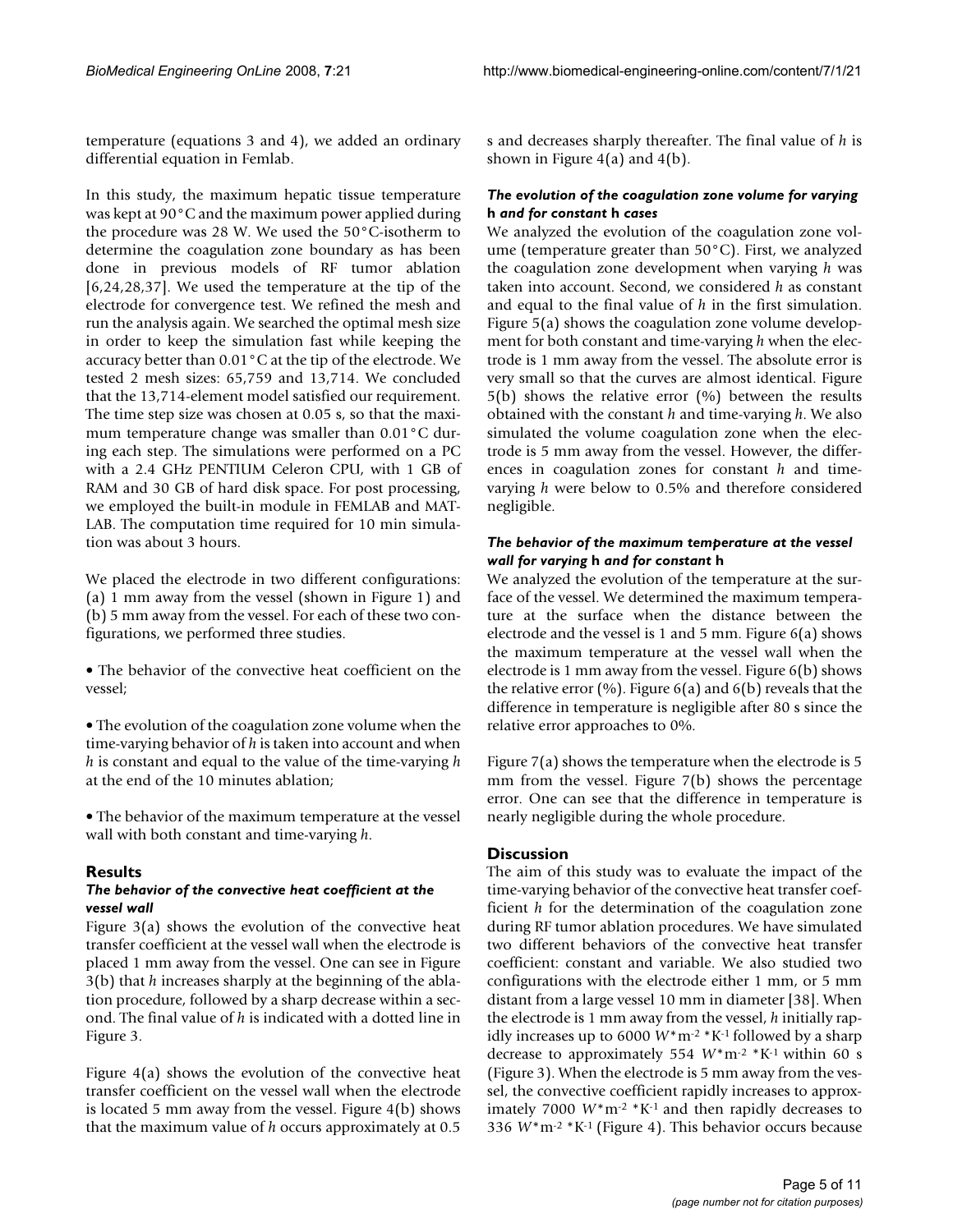temperature (equations 3 and 4), we added an ordinary differential equation in Femlab.

In this study, the maximum hepatic tissue temperature was kept at 90°C and the maximum power applied during the procedure was 28 W. We used the 50°C-isotherm to determine the coagulation zone boundary as has been done in previous models of RF tumor ablation [6,24,28,37]. We used the temperature at the tip of the electrode for convergence test. We refined the mesh and run the analysis again. We searched the optimal mesh size in order to keep the simulation fast while keeping the accuracy better than 0.01°C at the tip of the electrode. We tested 2 mesh sizes: 65,759 and 13,714. We concluded that the 13,714-element model satisfied our requirement. The time step size was chosen at 0.05 s, so that the maximum temperature change was smaller than 0.01°C during each step. The simulations were performed on a PC with a 2.4 GHz PENTIUM Celeron CPU, with 1 GB of RAM and 30 GB of hard disk space. For post processing, we employed the built-in module in FEMLAB and MATLAB. The computation time required for 10 min simulation was about 3 hours.

We placed the electrode in two different configurations: (a) 1 mm away from the vessel (shown in Figure 1) and (b) 5 mm away from the vessel. For each of these two configurations, we performed three studies.

- The behavior of the convective heat coefficient on the vessel;

- The evolution of the coagulation zone volume when the time-varying behavior of $h$ is taken into account and when $h$ is constant and equal to the value of the time-varying $h$ at the end of the 10 minutes ablation;

- The behavior of the maximum temperature at the vessel wall with both constant and time-varying $h$.

## Results

### *The behavior of the convective heat coefficient at the vessel wall*

Figure 3(a) shows the evolution of the convective heat transfer coefficient at the vessel wall when the electrode is placed 1 mm away from the vessel. One can see in Figure 3(b) that $h$ increases sharply at the beginning of the ablation procedure, followed by a sharp decrease within a second. The final value of $h$ is indicated with a dotted line in Figure 3.

Figure 4(a) shows the evolution of the convective heat transfer coefficient on the vessel wall when the electrode is located 5 mm away from the vessel. Figure 4(b) shows that the maximum value of $h$ occurs approximately at 0.5 s and decreases sharply thereafter. The final value of $h$ is shown in Figure 4(a) and 4(b).

### *The evolution of the coagulation zone volume for varying* **h** *and for constant* **h** *cases*

We analyzed the evolution of the coagulation zone volume (temperature greater than 50°C). First, we analyzed the coagulation zone development when varying $h$ was taken into account. Second, we considered $h$ as constant and equal to the final value of $h$ in the first simulation. Figure 5(a) shows the coagulation zone volume development for both constant and time-varying $h$ when the electrode is 1 mm away from the vessel. The absolute error is very small so that the curves are almost identical. Figure 5(b) shows the relative error (%) between the results obtained with the constant $h$ and time-varying $h$. We also simulated the volume coagulation zone when the electrode is 5 mm away from the vessel. However, the differences in coagulation zones for constant $h$ and time-varying $h$ were below to 0.5% and therefore considered negligible.

### *The behavior of the maximum temperature at the vessel wall for varying* **h** *and for constant* **h**

We analyzed the evolution of the temperature at the surface of the vessel. We determined the maximum temperature at the surface when the distance between the electrode and the vessel is 1 and 5 mm. Figure 6(a) shows the maximum temperature at the vessel wall when the electrode is 1 mm away from the vessel. Figure 6(b) shows the relative error (%). Figure 6(a) and 6(b) reveals that the difference in temperature is negligible after 80 s since the relative error approaches to 0%.

Figure 7(a) shows the temperature when the electrode is 5 mm from the vessel. Figure 7(b) shows the percentage error. One can see that the difference in temperature is nearly negligible during the whole procedure.

## Discussion

The aim of this study was to evaluate the impact of the time-varying behavior of the convective heat transfer coefficient $h$ for the determination of the coagulation zone during RF tumor ablation procedures. We have simulated two different behaviors of the convective heat transfer coefficient: constant and variable. We also studied two configurations with the electrode either 1 mm, or 5 mm distant from a large vessel 10 mm in diameter [38]. When the electrode is 1 mm away from the vessel, $h$ initially rapidly increases up to 6000 $W{*}m^{-2}{*}K^{-1}$ followed by a sharp decrease to approximately 554 $W{*}m^{-2}{*}K^{-1}$ within 60 s (Figure 3). When the electrode is 5 mm away from the vessel, the convective coefficient rapidly increases to approximately 7000 $W{*}m^{-2}{*}K^{-1}$ and then rapidly decreases to 336 $W{*}m^{-2}{*}K^{-1}$ (Figure 4). This behavior occurs because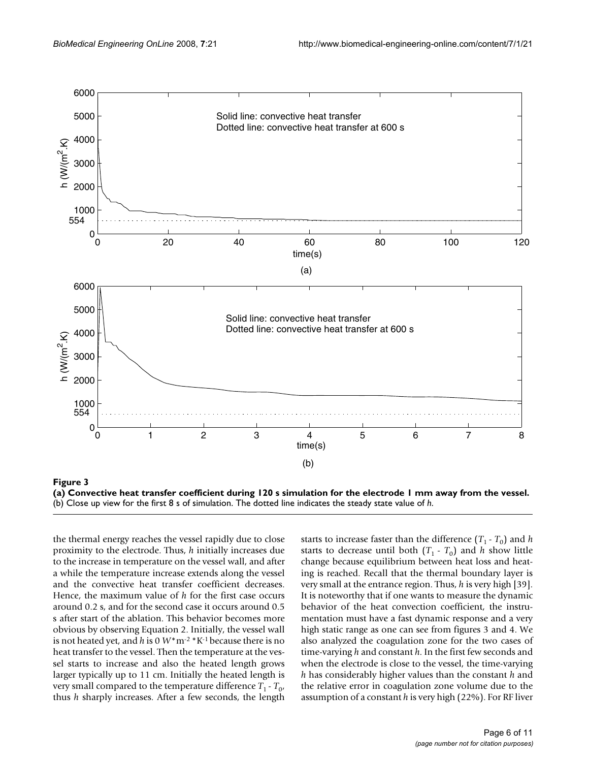**Figure 3**

**(a) Convective heat transfer coefficient during 120 s simulation for the electrode 1 mm away from the vessel.** (b) Close up view for the first 8 s of simulation. The dotted line indicates the steady state value of *h*.

the thermal energy reaches the vessel rapidly due to close proximity to the electrode. Thus, *h* initially increases due to the increase in temperature on the vessel wall, and after a while the temperature increase extends along the vessel and the convective heat transfer coefficient decreases. Hence, the maximum value of *h* for the first case occurs around 0.2 s, and for the second case it occurs around 0.5 s after start of the ablation. This behavior becomes more obvious by observing Equation 2. Initially, the vessel wall is not heated yet, and *h* is 0 $W*m^{-2}*K^{-1}$ because there is no heat transfer to the vessel. Then the temperature at the vessel starts to increase and also the heated length grows larger typically up to 11 cm. Initially the heated length is very small compared to the temperature difference $T_1 - T_0$, thus *h* sharply increases. After a few seconds, the length starts to increase faster than the difference ($T_1 - T_0$) and *h* starts to decrease until both ($T_1 - T_0$) and *h* show little change because equilibrium between heat loss and heating is reached. Recall that the thermal boundary layer is very small at the entrance region. Thus, *h* is very high [39]. It is noteworthy that if one wants to measure the dynamic behavior of the heat convection coefficient, the instrumentation must have a fast dynamic response and a very high static range as one can see from figures 3 and 4. We also analyzed the coagulation zone for the two cases of time-varying *h* and constant *h*. In the first few seconds and when the electrode is close to the vessel, the time-varying *h* has considerably higher values than the constant *h* and the relative error in coagulation zone volume due to the assumption of a constant *h* is very high (22%). For RF liver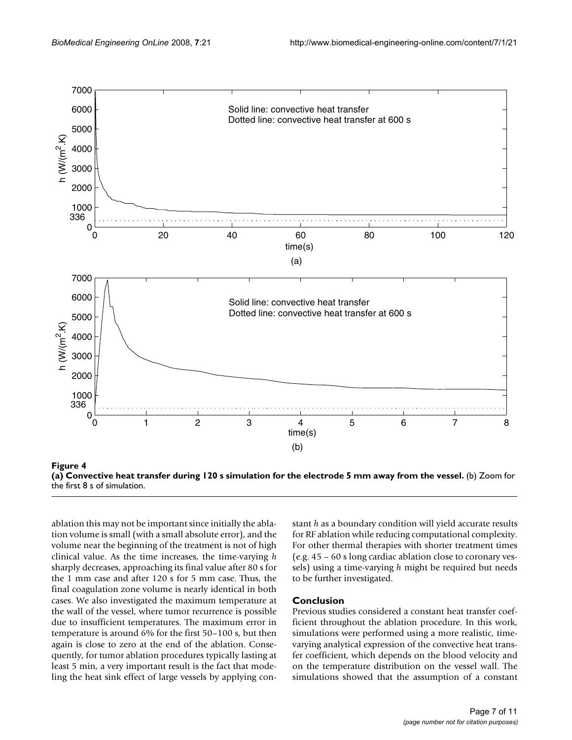**Figure 4**

**(a) Convective heat transfer during 120 s simulation for the electrode 5 mm away from the vessel.** (b) Zoom for the first 8 s of simulation.

ablation this may not be important since initially the ablation volume is small (with a small absolute error), and the volume near the beginning of the treatment is not of high clinical value. As the time increases, the time-varying $h$ sharply decreases, approaching its final value after 80 s for the 1 mm case and after 120 s for 5 mm case. Thus, the final coagulation zone volume is nearly identical in both cases. We also investigated the maximum temperature at the wall of the vessel, where tumor recurrence is possible due to insufficient temperatures. The maximum error in temperature is around 6% for the first 50–100 s, but then again is close to zero at the end of the ablation. Consequently, for tumor ablation procedures typically lasting at least 5 min, a very important result is the fact that modeling the heat sink effect of large vessels by applying constant $h$ as a boundary condition will yield accurate results for RF ablation while reducing computational complexity. For other thermal therapies with shorter treatment times (e.g. 45 – 60 s long cardiac ablation close to coronary vessels) using a time-varying $h$ might be required but needs to be further investigated.

## Conclusion

Previous studies considered a constant heat transfer coefficient throughout the ablation procedure. In this work, simulations were performed using a more realistic, time-varying analytical expression of the convective heat transfer coefficient, which depends on the blood velocity and on the temperature distribution on the vessel wall. The simulations showed that the assumption of a constant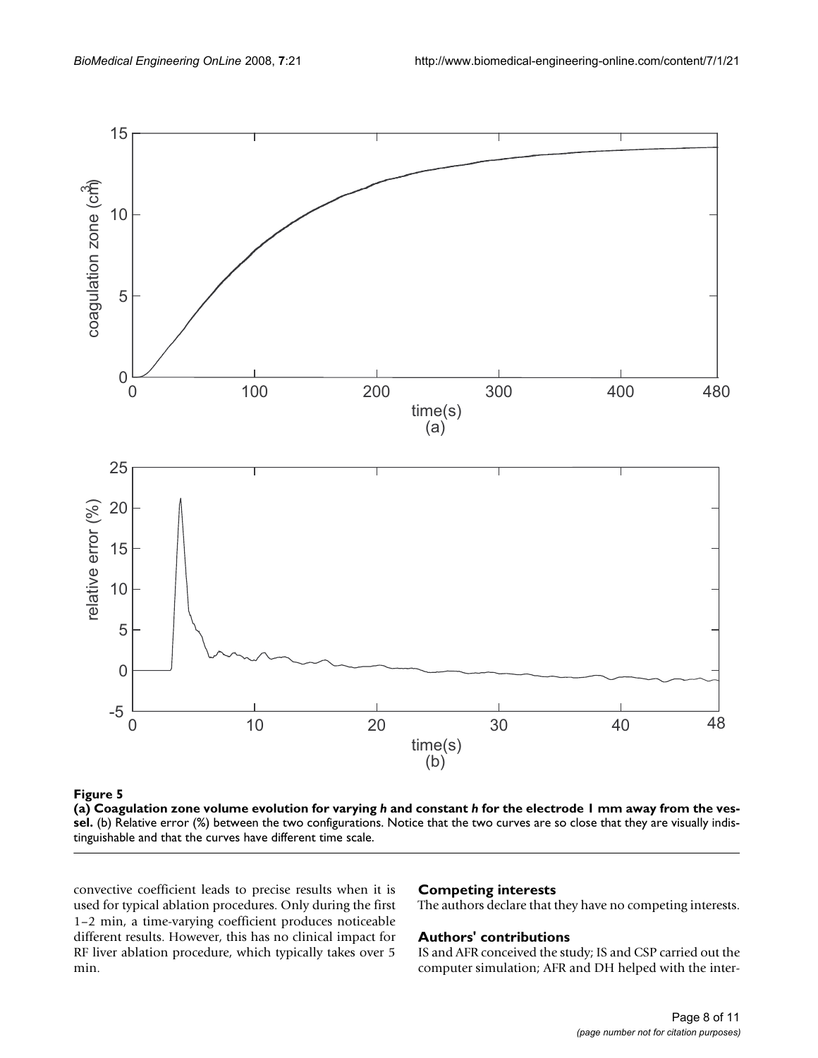**Figure 5**

**(a) Coagulation zone volume evolution for varying *h* and constant *h* for the electrode 1 mm away from the vessel.** (b) Relative error (%) between the two configurations. Notice that the two curves are so close that they are visually indistinguishable and that the curves have different time scale.

convective coefficient leads to precise results when it is used for typical ablation procedures. Only during the first 1–2 min, a time-varying coefficient produces noticeable different results. However, this has no clinical impact for RF liver ablation procedure, which typically takes over 5 min.

## Competing interests

The authors declare that they have no competing interests.

## Authors' contributions

IS and AFR conceived the study; IS and CSP carried out the computer simulation; AFR and DH helped with the inter-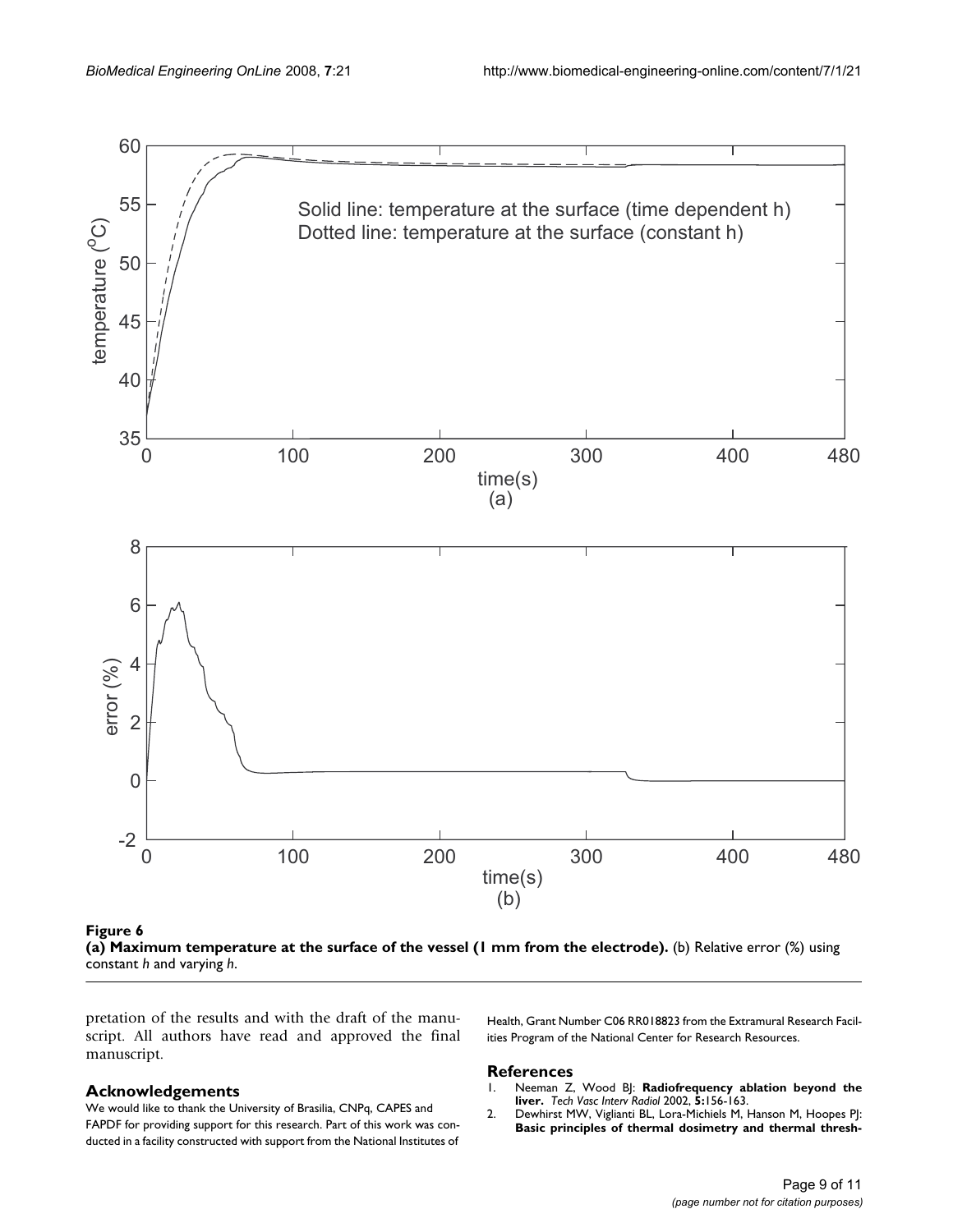**Figure 6**

**(a) Maximum temperature at the surface of the vessel (1 mm from the electrode).** (b) Relative error (%) using constant *h* and varying *h*.

pretation of the results and with the draft of the manuscript. All authors have read and approved the final manuscript.

## Acknowledgements

We would like to thank the University of Brasilia, CNPq, CAPES and FAPDF for providing support for this research. Part of this work was conducted in a facility constructed with support from the National Institutes of Health, Grant Number C06 RR018823 from the Extramural Research Facilities Program of the National Center for Research Resources.

## References

1. Neeman Z, Wood BJ: **Radiofrequency ablation beyond the liver.** *Tech Vasc Interv Radiol* 2002, **5:**156-163.
2. Dewhirst MW, Viglianti BL, Lora-Michiels M, Hanson M, Hoopes PJ: **Basic principles of thermal dosimetry and thermal thresh-**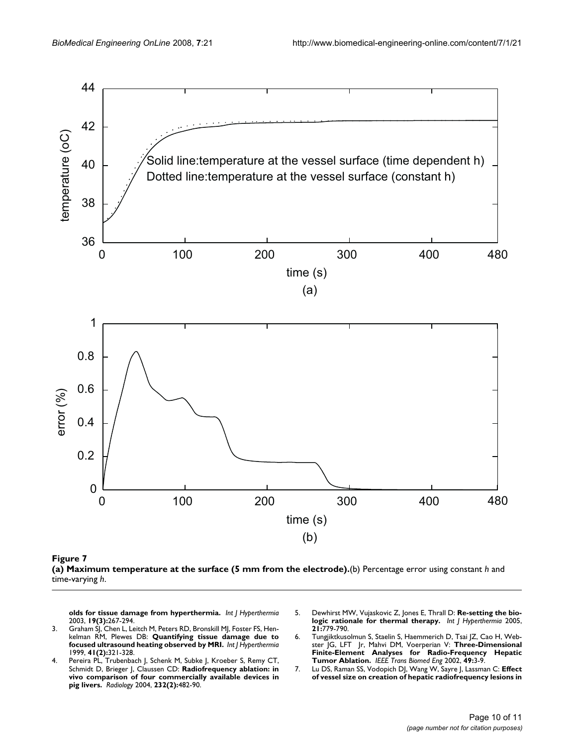**Figure 7**

**(a) Maximum temperature at the surface (5 mm from the electrode).**(b) Percentage error using constant *h* and time-varying *h*.

**olds for tissue damage from hyperthermia.** *Int J Hyperthermia* 2003, **19(3):**267-294.

3. Graham SJ, Chen L, Leitch M, Peters RD, Bronskill MJ, Foster FS, Henkelman RM, Plewes DB: **Quantifying tissue damage due to focused ultrasound heating observed by MRI.** *Int J Hyperthermia* 1999, **41(2):**321-328.
4. Pereira PL, Trubenbach J, Schenk M, Subke J, Kroeber S, Remy CT, Schmidt D, Brieger J, Claussen CD: **Radiofrequency ablation: in vivo comparison of four commercially available devices in pig livers.** *Radiology* 2004, **232(2):**482-90.
5. Dewhirst MW, Vujaskovic Z, Jones E, Thrall D: **Re-setting the biologic rationale for thermal therapy.** *Int J Hyperthermia* 2005, **21:**779-790.
6. Tungjiktkusolmun S, Staelin S, Haemmerich D, Tsai JZ, Cao H, Webster JG, LFT Jr, Mahvi DM, Voerperian V: **Three-Dimensional Finite-Element Analyses for Radio-Frequency Hepatic Tumor Ablation.** *IEEE Trans Biomed Eng* 2002, **49:**3-9.
7. Lu DS, Raman SS, Vodopich DJ, Wang W, Sayre J, Lassman C: **Effect of vessel size on creation of hepatic radiofrequency lesions in**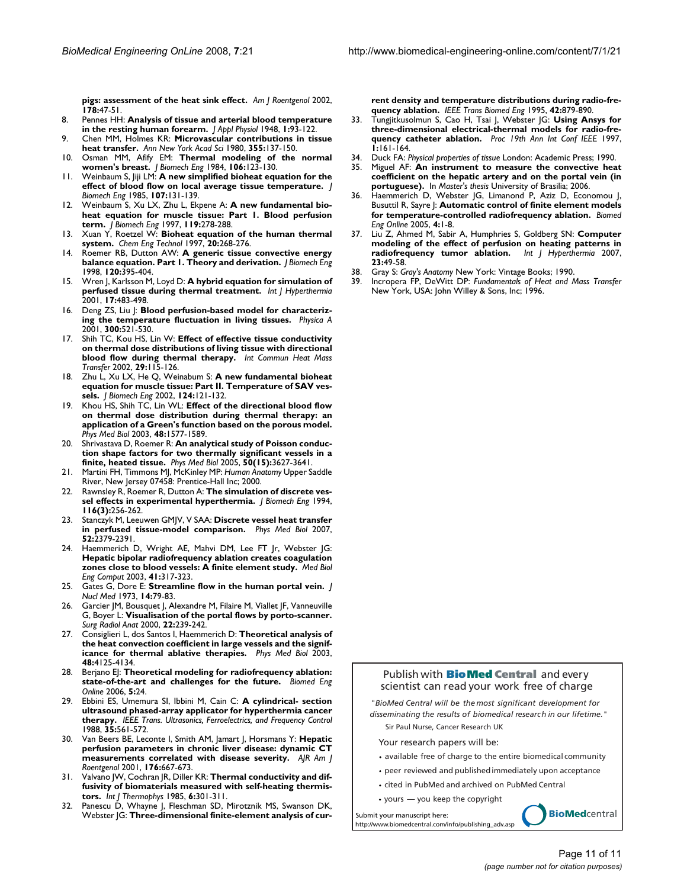**pigs: assessment of the heat sink effect.** *Am J Roentgenol* 2002, **178**:47-51.

8. Pennes HH: **Analysis of tissue and arterial blood temperature in the resting human forearm.** *J Appl Physiol* 1948, **1**:93-122.
9. Chen MM, Holmes KR: **Microvascular contributions in tissue heat transfer.** *Ann New York Acad Sci* 1980, **355**:137-150.
10. Osman MM, Afify EM: **Thermal modeling of the normal women's breast.** *J Biomech Eng* 1984, **106**:123-130.
11. Weinbaum S, Jiji LM: **A new simplified bioheat equation for the effect of blood flow on local average tissue temperature.** *J Biomech Eng* 1985, **107**:131-139.
12. Weinbaum S, Xu LX, Zhu L, Ekpene A: **A new fundamental bioheat equation for muscle tissue: Part 1. Blood perfusion term.** *J Biomech Eng* 1997, **119**:278-288.
13. Xuan Y, Roetzel W: **Bioheat equation of the human thermal system.** *Chem Eng Technol* 1997, **20**:268-276.
14. Roemer RB, Dutton AW: **A generic tissue convective energy balance equation. Part 1. Theory and derivation.** *J Biomech Eng* 1998, **120**:395-404.
15. Wren J, Karlsson M, Loyd D: **A hybrid equation for simulation of perfused tissue during thermal treatment.** *Int J Hyperthermia* 2001, **17**:483-498.
16. Deng ZS, Liu J: **Blood perfusion-based model for characterizing the temperature fluctuation in living tissues.** *Physica A* 2001, **300**:521-530.
17. Shih TC, Kou HS, Lin W: **Effect of effective tissue conductivity on thermal dose distributions of living tissue with directional blood flow during thermal therapy.** *Int Commun Heat Mass Transfer* 2002, **29**:115-126.
18. Zhu L, Xu LX, He Q, Weinabum S: **A new fundamental bioheat equation for muscle tissue: Part II. Temperature of SAV vessels.** *J Biomech Eng* 2002, **124**:121-132.
19. Khou HS, Shih TC, Lin WL: **Effect of the directional blood flow on thermal dose distribution during thermal therapy: an application of a Green's function based on the porous model.** *Phys Med Biol* 2003, **48**:1577-1589.
20. Shrivastava D, Roemer R: **An analytical study of Poisson conduction shape factors for two thermally significant vessels in a finite, heated tissue.** *Phys Med Biol* 2005, **50(15)**:3627-3641.
21. Martini FH, Timmons MJ, McKinley MP: *Human Anatomy* Upper Saddle River, New Jersey 07458: Prentice-Hall Inc; 2000.
22. Rawnsley R, Roemer R, Dutton A: **The simulation of discrete vessel effects in experimental hyperthermia.** *J Biomech Eng* 1994, **116(3)**:256-262.
23. Stanczyk M, Leeuwen GMJV, V SAA: **Discrete vessel heat transfer in perfused tissue-model comparison.** *Phys Med Biol* 2007, **52**:2379-2391.
24. Haemmerich D, Wright AE, Mahvi DM, Lee FT Jr, Webster JG: **Hepatic bipolar radiofrequency ablation creates coagulation zones close to blood vessels: A finite element study.** *Med Biol Eng Comput* 2003, **41**:317-323.
25. Gates G, Dore E: **Streamline flow in the human portal vein.** *J Nucl Med* 1973, **14**:79-83.
26. Garcier JM, Bousquet J, Alexandre M, Filaire M, Viallet JF, Vanneuville G, Boyer L: **Visualisation of the portal flows by porto-scanner.** *Surg Radiol Anat* 2000, **22**:239-242.
27. Consiglieri L, dos Santos I, Haemmerich D: **Theoretical analysis of the heat convection coefficient in large vessels and the significance for thermal ablative therapies.** *Phys Med Biol* 2003, **48**:4125-4134.
28. Berjano EJ: **Theoretical modeling for radiofrequency ablation: state-of-the-art and challenges for the future.** *Biomed Eng Online* 2006, **5**:24.
29. Ebbini ES, Umemura SI, Ibbini M, Cain C: **A cylindrical- section ultrasound phased-array applicator for hyperthermia cancer therapy.** *IEEE Trans. Ultrasonics, Ferroelectrics, and Frequency Control* 1988, **35**:561-572.
30. Van Beers BE, Leconte I, Smith AM, Jamart J, Horsmans Y: **Hepatic perfusion parameters in chronic liver disease: dynamic CT measurements correlated with disease severity.** *AJR Am J Roentgenol* 2001, **176**:667-673.
31. Valvano JW, Cochran JR, Diller KR: **Thermal conductivity and diffusivity of biomaterials measured with self-heating thermistors.** *Int J Thermophys* 1985, **6**:301-311.
32. Panescu D, Whayne J, Fleschman SD, Mirotznik MS, Swanson DK, Webster JG: **Three-dimensional finite-element analysis of current density and temperature distributions during radio-frequency ablation.** *IEEE Trans Biomed Eng* 1995, **42**:879-890.
33. Tungjitkusolmun S, Cao H, Tsai J, Webster JG: **Using Ansys for three-dimensional electrical-thermal models for radio-frequency catheter ablation.** *Proc 19th Ann Int Conf IEEE* 1997, **1**:161-164.
34. Duck FA: *Physical properties of tissue* London: Academic Press; 1990.
35. Miguel AF: **An instrument to measure the convective heat coefficient on the hepatic artery and on the portal vein (in portuguese).** In *Master's thesis* University of Brasilia; 2006.
36. Haemmerich D, Webster JG, Limanond P, Aziz D, Economou J, Busuttil R, Sayre J: **Automatic control of finite element models for temperature-controlled radiofrequency ablation.** *Biomed Eng Online* 2005, **4**:1-8.
37. Liu Z, Ahmed M, Sabir A, Humphries S, Goldberg SN: **Computer modeling of the effect of perfusion on heating patterns in radiofrequency tumor ablation.** *Int J Hyperthermia* 2007, **23**:49-58.
38. Gray S: *Gray's Anatomy* New York: Vintage Books; 1990.
39. Incropera FP, DeWitt DP: *Fundamentals of Heat and Mass Transfer* New York, USA: John Willey & Sons, Inc; 1996.

Publish with **BioMed Central** and every scientist can read your work free of charge

*"BioMed Central will be the most significant development for disseminating the results of biomedical research in our lifetime."*
Sir Paul Nurse, Cancer Research UK

Your research papers will be:

- available free of charge to the entire biomedical community
- peer reviewed and published immediately upon acceptance
- cited in PubMed and archived on PubMed Central
- yours — you keep the copyright

Submit your manuscript here:
http://www.biomedcentral.com/info/publishing_adv.asp

**BioMed**central